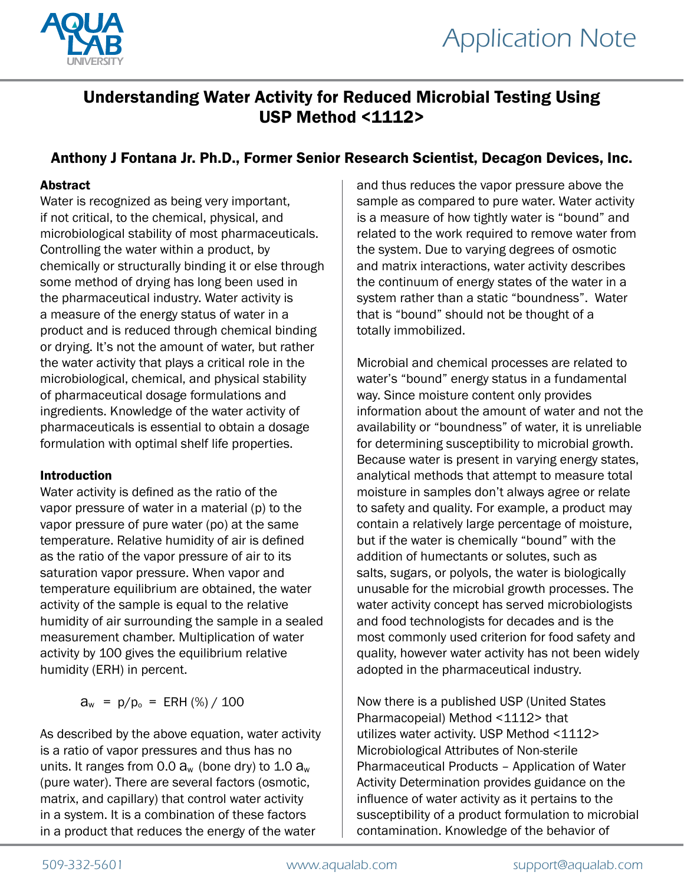# Understanding Water Activity for Reduced Microbial Testing Using USP Method <1112>

**Anthony J Fontana Jr. Ph.D., Former Senior Research Scientist, Decagon Devices, Inc.**

## Abstract

Water is recognized as being very important, if not critical, to the chemical, physical, and microbiological stability of most pharmaceuticals. Controlling the water within a product, by chemically or structurally binding it or else through some method of drying has long been used in the pharmaceutical industry. Water activity is a measure of the energy status of water in a product and is reduced through chemical binding or drying. It's not the amount of water, but rather the water activity that plays a critical role in the microbiological, chemical, and physical stability of pharmaceutical dosage formulations and ingredients. Knowledge of the water activity of pharmaceuticals is essential to obtain a dosage formulation with optimal shelf life properties.

## Introduction

Water activity is defined as the ratio of the vapor pressure of water in a material (p) to the vapor pressure of pure water (po) at the same temperature. Relative humidity of air is defined as the ratio of the vapor pressure of air to its saturation vapor pressure. When vapor and temperature equilibrium are obtained, the water activity of the sample is equal to the relative humidity of air surrounding the sample in a sealed measurement chamber. Multiplication of water activity by 100 gives the equilibrium relative humidity (ERH) in percent.

$$a_w = p/p_o = \text{ERH (\%)} / 100$$

As described by the above equation, water activity is a ratio of vapor pressures and thus has no units. It ranges from 0.0 $a_w$ (bone dry) to 1.0 $a_w$ (pure water). There are several factors (osmotic, matrix, and capillary) that control water activity in a system. It is a combination of these factors in a product that reduces the energy of the water and thus reduces the vapor pressure above the sample as compared to pure water. Water activity is a measure of how tightly water is "bound" and related to the work required to remove water from the system. Due to varying degrees of osmotic and matrix interactions, water activity describes the continuum of energy states of the water in a system rather than a static "boundness". Water that is "bound" should not be thought of a totally immobilized.

Microbial and chemical processes are related to water's "bound" energy status in a fundamental way. Since moisture content only provides information about the amount of water and not the availability or "boundness" of water, it is unreliable for determining susceptibility to microbial growth. Because water is present in varying energy states, analytical methods that attempt to measure total moisture in samples don't always agree or relate to safety and quality. For example, a product may contain a relatively large percentage of moisture, but if the water is chemically "bound" with the addition of humectants or solutes, such as salts, sugars, or polyols, the water is biologically unusable for the microbial growth processes. The water activity concept has served microbiologists and food technologists for decades and is the most commonly used criterion for food safety and quality, however water activity has not been widely adopted in the pharmaceutical industry.

Now there is a published USP (United States Pharmacopeial) Method <1112> that utilizes water activity. USP Method <1112> Microbiological Attributes of Non-sterile Pharmaceutical Products – Application of Water Activity Determination provides guidance on the influence of water activity as it pertains to the susceptibility of a product formulation to microbial contamination. Knowledge of the behavior of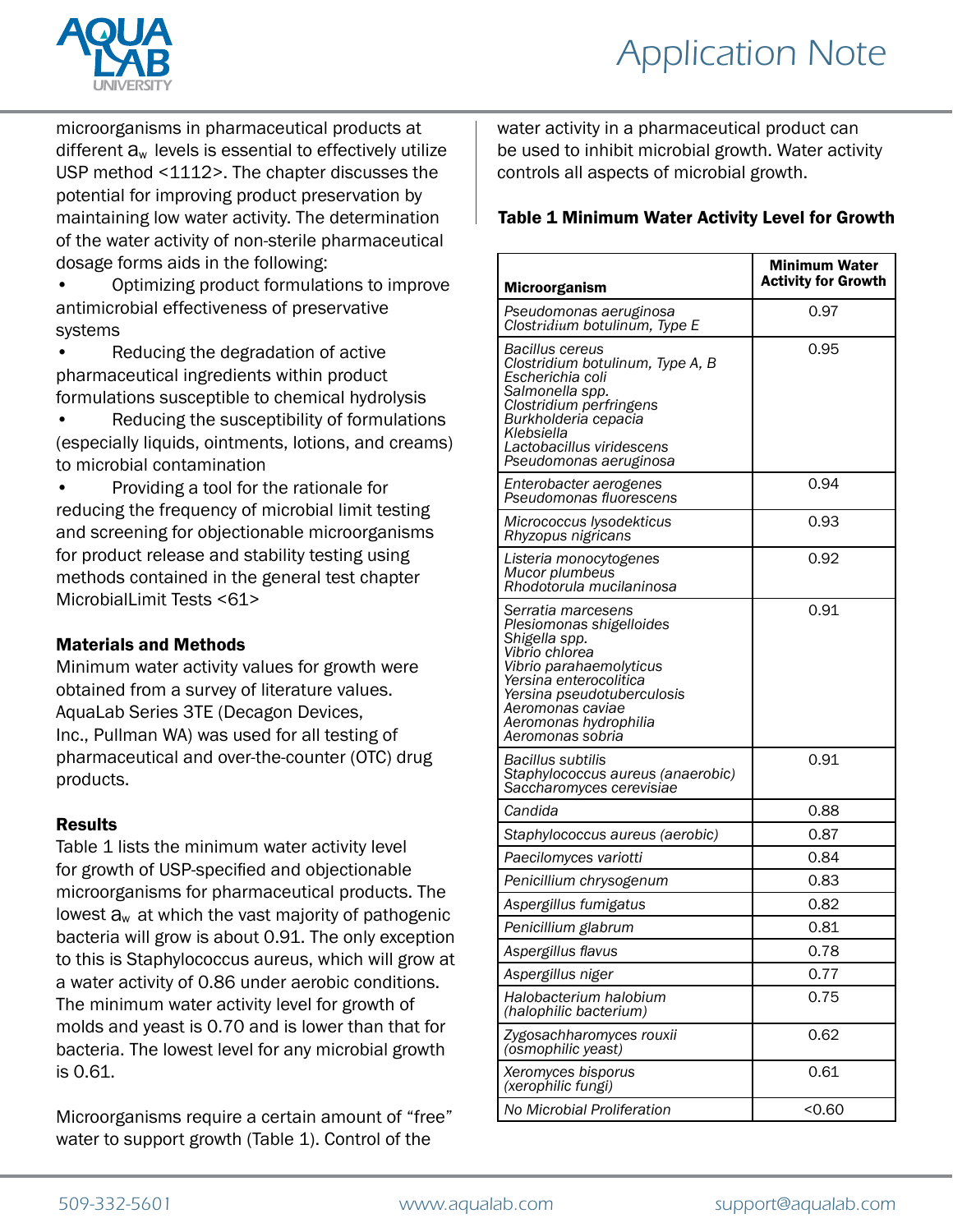microorganisms in pharmaceutical products at different $a_w$ levels is essential to effectively utilize USP method <1112>. The chapter discusses the potential for improving product preservation by maintaining low water activity. The determination of the water activity of non-sterile pharmaceutical dosage forms aids in the following:

- Optimizing product formulations to improve antimicrobial effectiveness of preservative systems
- Reducing the degradation of active pharmaceutical ingredients within product formulations susceptible to chemical hydrolysis
- Reducing the susceptibility of formulations (especially liquids, ointments, lotions, and creams) to microbial contamination
- Providing a tool for the rationale for reducing the frequency of microbial limit testing and screening for objectionable microorganisms for product release and stability testing using methods contained in the general test chapter MicrobialLimit Tests <61>

### Materials and Methods

Minimum water activity values for growth were obtained from a survey of literature values. AquaLab Series 3TE (Decagon Devices, Inc., Pullman WA) was used for all testing of pharmaceutical and over-the-counter (OTC) drug products.

### Results

Table 1 lists the minimum water activity level for growth of USP-specified and objectionable microorganisms for pharmaceutical products. The lowest $a_w$ at which the vast majority of pathogenic bacteria will grow is about 0.91. The only exception to this is Staphylococcus aureus, which will grow at a water activity of 0.86 under aerobic conditions. The minimum water activity level for growth of molds and yeast is 0.70 and is lower than that for bacteria. The lowest level for any microbial growth is 0.61.

Microorganisms require a certain amount of "free" water to support growth (Table 1). Control of the water activity in a pharmaceutical product can be used to inhibit microbial growth. Water activity controls all aspects of microbial growth.

**Table 1 Minimum Water Activity Level for Growth**

| Microorganism | Minimum Water Activity for Growth |
|---|---|
| *Pseudomonas aeruginosa*<br>*Clostridium botulinum, Type E* | 0.97 |
| *Bacillus cereus*<br>*Clostridium botulinum, Type A, B*<br>*Escherichia coli*<br>*Salmonella spp.*<br>*Clostridium perfringens*<br>*Burkholderia cepacia*<br>*Klebsiella*<br>*Lactobacillus viridescens*<br>*Pseudomonas aeruginosa* | 0.95 |
| *Enterobacter aerogenes*<br>*Pseudomonas fluorescens* | 0.94 |
| *Micrococcus lysodekticus*<br>*Rhyzopus nigricans* | 0.93 |
| *Listeria monocytogenes*<br>*Mucor plumbeus*<br>*Rhodotorula mucilaninosa* | 0.92 |
| *Serratia marcesens*<br>*Plesiomonas shigelloides*<br>*Shigella spp.*<br>*Vibrio chlorea*<br>*Vibrio parahaemolyticus*<br>*Yersina enterocolitica*<br>*Yersina pseudotuberculosis*<br>*Aeromonas caviae*<br>*Aeromonas hydrophilia*<br>*Aeromonas sobria* | 0.91 |
| *Bacillus subtilis*<br>*Staphylococcus aureus (anaerobic)*<br>*Saccharomyces cerevisiae* | 0.91 |
| *Candida* | 0.88 |
| *Staphylococcus aureus (aerobic)* | 0.87 |
| *Paecilomyces variotti* | 0.84 |
| *Penicillium chrysogenum* | 0.83 |
| *Aspergillus fumigatus* | 0.82 |
| *Penicillium glabrum* | 0.81 |
| *Aspergillus flavus* | 0.78 |
| *Aspergillus niger* | 0.77 |
| *Halobacterium halobium (halophilic bacterium)* | 0.75 |
| *Zygosachharomyces rouxii (osmophilic yeast)* | 0.62 |
| *Xeromyces bisporus (xerophilic fungi)* | 0.61 |
| *No Microbial Proliferation* | <0.60 |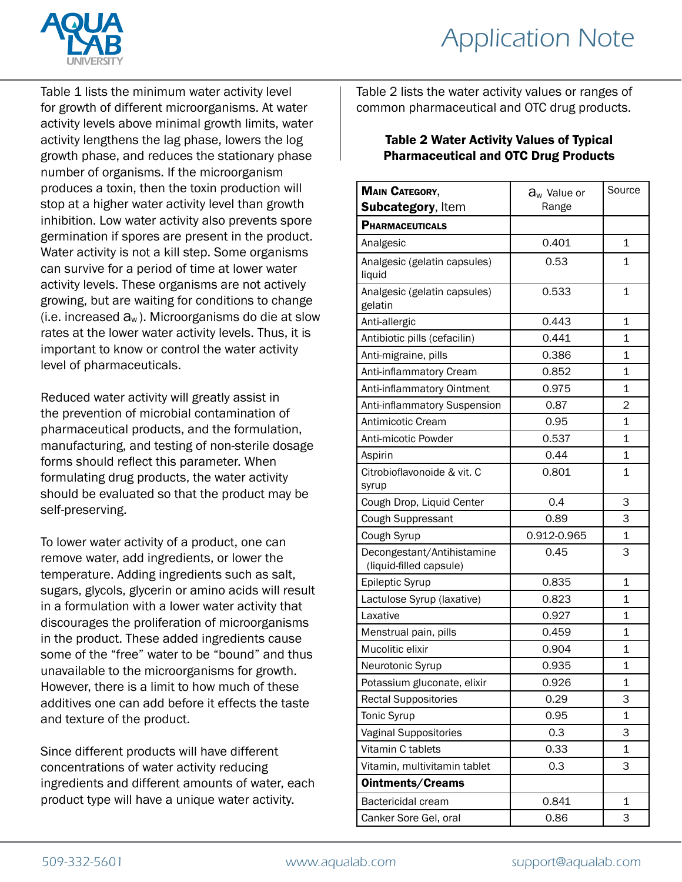Table 1 lists the minimum water activity level for growth of different microorganisms. At water activity levels above minimal growth limits, water activity lengthens the lag phase, lowers the log growth phase, and reduces the stationary phase number of organisms. If the microorganism produces a toxin, then the toxin production will stop at a higher water activity level than growth inhibition. Low water activity also prevents spore germination if spores are present in the product. Water activity is not a kill step. Some organisms can survive for a period of time at lower water activity levels. These organisms are not actively growing, but are waiting for conditions to change (i.e. increased $a_w$). Microorganisms do die at slow rates at the lower water activity levels. Thus, it is important to know or control the water activity level of pharmaceuticals.

Reduced water activity will greatly assist in the prevention of microbial contamination of pharmaceutical products, and the formulation, manufacturing, and testing of non-sterile dosage forms should reflect this parameter. When formulating drug products, the water activity should be evaluated so that the product may be self-preserving.

To lower water activity of a product, one can remove water, add ingredients, or lower the temperature. Adding ingredients such as salt, sugars, glycols, glycerin or amino acids will result in a formulation with a lower water activity that discourages the proliferation of microorganisms in the product. These added ingredients cause some of the "free" water to be "bound" and thus unavailable to the microorganisms for growth. However, there is a limit to how much of these additives one can add before it effects the taste and texture of the product.

Since different products will have different concentrations of water activity reducing ingredients and different amounts of water, each product type will have a unique water activity.

Table 2 lists the water activity values or ranges of common pharmaceutical and OTC drug products.

**Table 2 Water Activity Values of Typical Pharmaceutical and OTC Drug Products**

| **Main Category**, **Subcategory**, Item | $a_w$ Value or Range | Source |
|---|---|---|
| **Pharmaceuticals** | | |
| Analgesic | 0.401 | 1 |
| Analgesic (gelatin capsules) liquid | 0.53 | 1 |
| Analgesic (gelatin capsules) gelatin | 0.533 | 1 |
| Anti-allergic | 0.443 | 1 |
| Antibiotic pills (cefacilin) | 0.441 | 1 |
| Anti-migraine, pills | 0.386 | 1 |
| Anti-inflammatory Cream | 0.852 | 1 |
| Anti-inflammatory Ointment | 0.975 | 1 |
| Anti-inflammatory Suspension | 0.87 | 2 |
| Antimicotic Cream | 0.95 | 1 |
| Anti-micotic Powder | 0.537 | 1 |
| Aspirin | 0.44 | 1 |
| Citrobioflavonoide & vit. C syrup | 0.801 | 1 |
| Cough Drop, Liquid Center | 0.4 | 3 |
| Cough Suppressant | 0.89 | 3 |
| Cough Syrup | 0.912-0.965 | 1 |
| Decongestant/Antihistamine (liquid-filled capsule) | 0.45 | 3 |
| Epileptic Syrup | 0.835 | 1 |
| Lactulose Syrup (laxative) | 0.823 | 1 |
| Laxative | 0.927 | 1 |
| Menstrual pain, pills | 0.459 | 1 |
| Mucolitic elixir | 0.904 | 1 |
| Neurotonic Syrup | 0.935 | 1 |
| Potassium gluconate, elixir | 0.926 | 1 |
| Rectal Suppositories | 0.29 | 3 |
| Tonic Syrup | 0.95 | 1 |
| Vaginal Suppositories | 0.3 | 3 |
| Vitamin C tablets | 0.33 | 1 |
| Vitamin, multivitamin tablet | 0.3 | 3 |
| **Ointments/Creams** | | |
| Bactericidal cream | 0.841 | 1 |
| Canker Sore Gel, oral | 0.86 | 3 |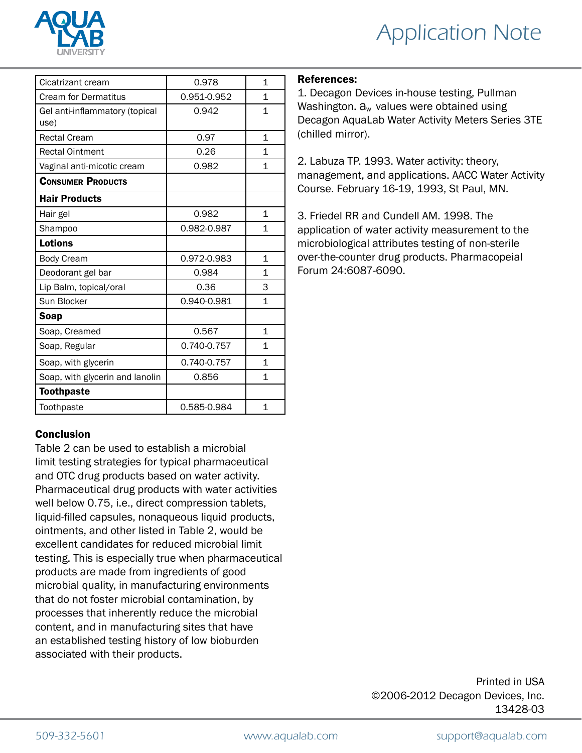| | | |
|---|---|---|
| Cicatrizant cream | 0.978 | 1 |
| Cream for Dermatitus | 0.951-0.952 | 1 |
| Gel anti-inflammatory (topical use) | 0.942 | 1 |
| Rectal Cream | 0.97 | 1 |
| Rectal Ointment | 0.26 | 1 |
| Vaginal anti-micotic cream | 0.982 | 1 |
| **Consumer Products** | | |
| **Hair Products** | | |
| Hair gel | 0.982 | 1 |
| Shampoo | 0.982-0.987 | 1 |
| **Lotions** | | |
| Body Cream | 0.972-0.983 | 1 |
| Deodorant gel bar | 0.984 | 1 |
| Lip Balm, topical/oral | 0.36 | 3 |
| Sun Blocker | 0.940-0.981 | 1 |
| **Soap** | | |
| Soap, Creamed | 0.567 | 1 |
| Soap, Regular | 0.740-0.757 | 1 |
| Soap, with glycerin | 0.740-0.757 | 1 |
| Soap, with glycerin and lanolin | 0.856 | 1 |
| **Toothpaste** | | |
| Toothpaste | 0.585-0.984 | 1 |

**Conclusion**

Table 2 can be used to establish a microbial limit testing strategies for typical pharmaceutical and OTC drug products based on water activity. Pharmaceutical drug products with water activities well below 0.75, i.e., direct compression tablets, liquid-filled capsules, nonaqueous liquid products, ointments, and other listed in Table 2, would be excellent candidates for reduced microbial limit testing. This is especially true when pharmaceutical products are made from ingredients of good microbial quality, in manufacturing environments that do not foster microbial contamination, by processes that inherently reduce the microbial content, and in manufacturing sites that have an established testing history of low bioburden associated with their products.

**References:**

1. Decagon Devices in-house testing, Pullman Washington. $a_w$ values were obtained using Decagon AquaLab Water Activity Meters Series 3TE (chilled mirror).

2. Labuza TP. 1993. Water activity: theory, management, and applications. AACC Water Activity Course. February 16-19, 1993, St Paul, MN.

3. Friedel RR and Cundell AM. 1998. The application of water activity measurement to the microbiological attributes testing of non-sterile over-the-counter drug products. Pharmacopeial Forum 24:6087-6090.

Printed in USA
©2006-2012 Decagon Devices, Inc.
13428-03